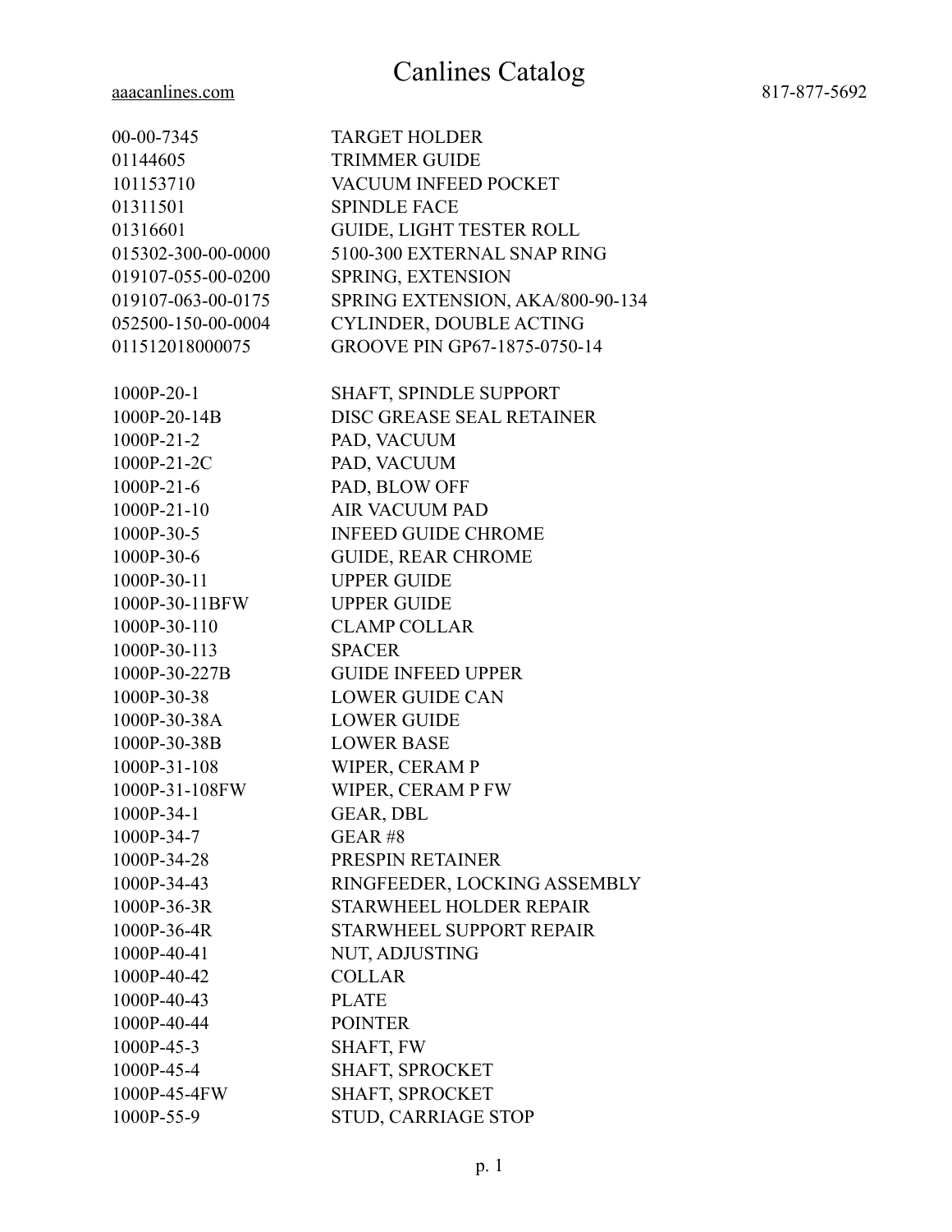# Canlines Catalog

aaacanlines.com 817-877-5692

| | |
|---|---|
| 00-00-7345 | TARGET HOLDER |
| 01144605 | TRIMMER GUIDE |
| 101153710 | VACUUM INFEED POCKET |
| 01311501 | SPINDLE FACE |
| 01316601 | GUIDE, LIGHT TESTER ROLL |
| 015302-300-00-0000 | 5100-300 EXTERNAL SNAP RING |
| 019107-055-00-0200 | SPRING, EXTENSION |
| 019107-063-00-0175 | SPRING EXTENSION, AKA/800-90-134 |
| 052500-150-00-0004 | CYLINDER, DOUBLE ACTING |
| 011512018000075 | GROOVE PIN GP67-1875-0750-14 |
| | |
| 1000P-20-1 | SHAFT, SPINDLE SUPPORT |
| 1000P-20-14B | DISC GREASE SEAL RETAINER |
| 1000P-21-2 | PAD, VACUUM |
| 1000P-21-2C | PAD, VACUUM |
| 1000P-21-6 | PAD, BLOW OFF |
| 1000P-21-10 | AIR VACUUM PAD |
| 1000P-30-5 | INFEED GUIDE CHROME |
| 1000P-30-6 | GUIDE, REAR CHROME |
| 1000P-30-11 | UPPER GUIDE |
| 1000P-30-11BFW | UPPER GUIDE |
| 1000P-30-110 | CLAMP COLLAR |
| 1000P-30-113 | SPACER |
| 1000P-30-227B | GUIDE INFEED UPPER |
| 1000P-30-38 | LOWER GUIDE CAN |
| 1000P-30-38A | LOWER GUIDE |
| 1000P-30-38B | LOWER BASE |
| 1000P-31-108 | WIPER, CERAM P |
| 1000P-31-108FW | WIPER, CERAM P FW |
| 1000P-34-1 | GEAR, DBL |
| 1000P-34-7 | GEAR #8 |
| 1000P-34-28 | PRESPIN RETAINER |
| 1000P-34-43 | RINGFEEDER, LOCKING ASSEMBLY |
| 1000P-36-3R | STARWHEEL HOLDER REPAIR |
| 1000P-36-4R | STARWHEEL SUPPORT REPAIR |
| 1000P-40-41 | NUT, ADJUSTING |
| 1000P-40-42 | COLLAR |
| 1000P-40-43 | PLATE |
| 1000P-40-44 | POINTER |
| 1000P-45-3 | SHAFT, FW |
| 1000P-45-4 | SHAFT, SPROCKET |
| 1000P-45-4FW | SHAFT, SPROCKET |
| 1000P-55-9 | STUD, CARRIAGE STOP |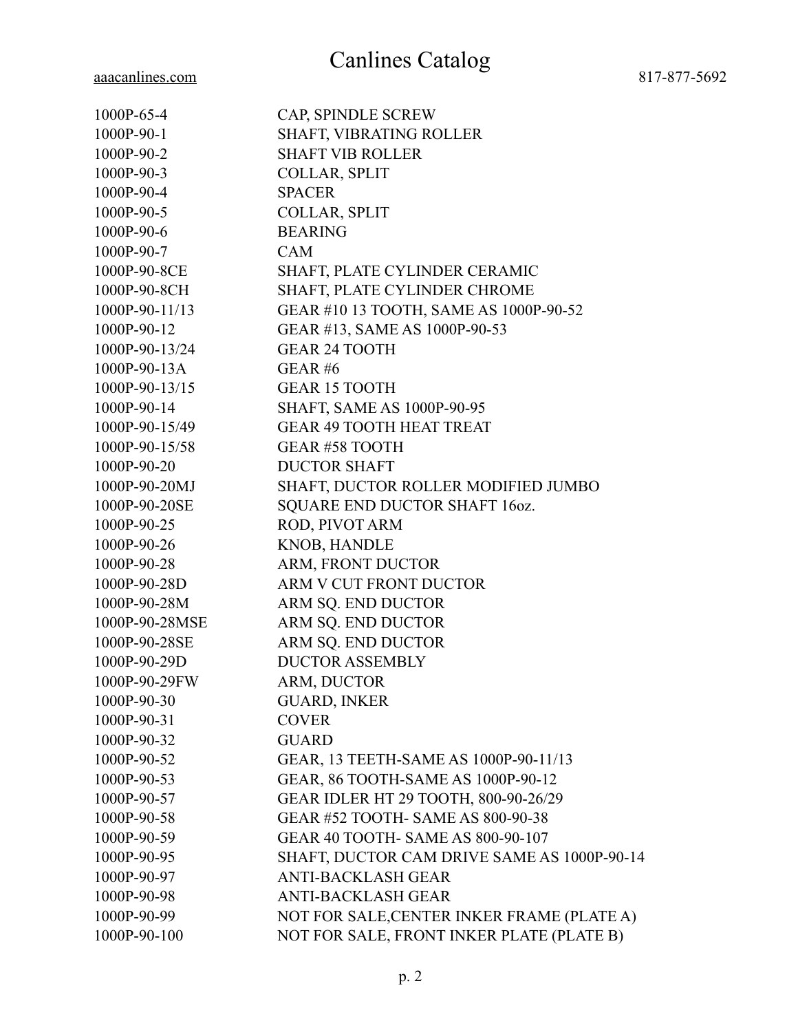| | |
|---|---|
| 1000P-65-4 | CAP, SPINDLE SCREW |
| 1000P-90-1 | SHAFT, VIBRATING ROLLER |
| 1000P-90-2 | SHAFT VIB ROLLER |
| 1000P-90-3 | COLLAR, SPLIT |
| 1000P-90-4 | SPACER |
| 1000P-90-5 | COLLAR, SPLIT |
| 1000P-90-6 | BEARING |
| 1000P-90-7 | CAM |
| 1000P-90-8CE | SHAFT, PLATE CYLINDER CERAMIC |
| 1000P-90-8CH | SHAFT, PLATE CYLINDER CHROME |
| 1000P-90-11/13 | GEAR #10 13 TOOTH, SAME AS 1000P-90-52 |
| 1000P-90-12 | GEAR #13, SAME AS 1000P-90-53 |
| 1000P-90-13/24 | GEAR 24 TOOTH |
| 1000P-90-13A | GEAR #6 |
| 1000P-90-13/15 | GEAR 15 TOOTH |
| 1000P-90-14 | SHAFT, SAME AS 1000P-90-95 |
| 1000P-90-15/49 | GEAR 49 TOOTH HEAT TREAT |
| 1000P-90-15/58 | GEAR #58 TOOTH |
| 1000P-90-20 | DUCTOR SHAFT |
| 1000P-90-20MJ | SHAFT, DUCTOR ROLLER MODIFIED JUMBO |
| 1000P-90-20SE | SQUARE END DUCTOR SHAFT 16oz. |
| 1000P-90-25 | ROD, PIVOT ARM |
| 1000P-90-26 | KNOB, HANDLE |
| 1000P-90-28 | ARM, FRONT DUCTOR |
| 1000P-90-28D | ARM V CUT FRONT DUCTOR |
| 1000P-90-28M | ARM SQ. END DUCTOR |
| 1000P-90-28MSE | ARM SQ. END DUCTOR |
| 1000P-90-28SE | ARM SQ. END DUCTOR |
| 1000P-90-29D | DUCTOR ASSEMBLY |
| 1000P-90-29FW | ARM, DUCTOR |
| 1000P-90-30 | GUARD, INKER |
| 1000P-90-31 | COVER |
| 1000P-90-32 | GUARD |
| 1000P-90-52 | GEAR, 13 TEETH-SAME AS 1000P-90-11/13 |
| 1000P-90-53 | GEAR, 86 TOOTH-SAME AS 1000P-90-12 |
| 1000P-90-57 | GEAR IDLER HT 29 TOOTH, 800-90-26/29 |
| 1000P-90-58 | GEAR #52 TOOTH- SAME AS 800-90-38 |
| 1000P-90-59 | GEAR 40 TOOTH- SAME AS 800-90-107 |
| 1000P-90-95 | SHAFT, DUCTOR CAM DRIVE SAME AS 1000P-90-14 |
| 1000P-90-97 | ANTI-BACKLASH GEAR |
| 1000P-90-98 | ANTI-BACKLASH GEAR |
| 1000P-90-99 | NOT FOR SALE,CENTER INKER FRAME (PLATE A) |
| 1000P-90-100 | NOT FOR SALE, FRONT INKER PLATE (PLATE B) |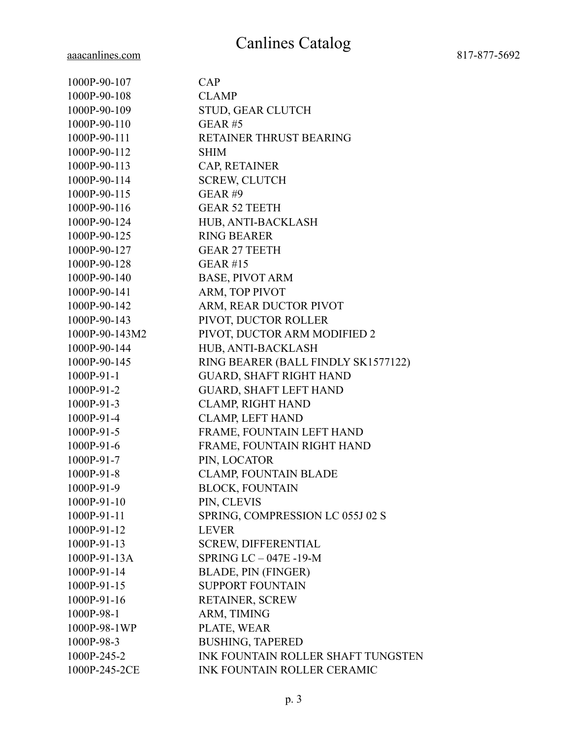| | |
|---|---|
| 1000P-90-107 | CAP |
| 1000P-90-108 | CLAMP |
| 1000P-90-109 | STUD, GEAR CLUTCH |
| 1000P-90-110 | GEAR #5 |
| 1000P-90-111 | RETAINER THRUST BEARING |
| 1000P-90-112 | SHIM |
| 1000P-90-113 | CAP, RETAINER |
| 1000P-90-114 | SCREW, CLUTCH |
| 1000P-90-115 | GEAR #9 |
| 1000P-90-116 | GEAR 52 TEETH |
| 1000P-90-124 | HUB, ANTI-BACKLASH |
| 1000P-90-125 | RING BEARER |
| 1000P-90-127 | GEAR 27 TEETH |
| 1000P-90-128 | GEAR #15 |
| 1000P-90-140 | BASE, PIVOT ARM |
| 1000P-90-141 | ARM, TOP PIVOT |
| 1000P-90-142 | ARM, REAR DUCTOR PIVOT |
| 1000P-90-143 | PIVOT, DUCTOR ROLLER |
| 1000P-90-143M2 | PIVOT, DUCTOR ARM MODIFIED 2 |
| 1000P-90-144 | HUB, ANTI-BACKLASH |
| 1000P-90-145 | RING BEARER (BALL FINDLY SK1577122) |
| 1000P-91-1 | GUARD, SHAFT RIGHT HAND |
| 1000P-91-2 | GUARD, SHAFT LEFT HAND |
| 1000P-91-3 | CLAMP, RIGHT HAND |
| 1000P-91-4 | CLAMP, LEFT HAND |
| 1000P-91-5 | FRAME, FOUNTAIN LEFT HAND |
| 1000P-91-6 | FRAME, FOUNTAIN RIGHT HAND |
| 1000P-91-7 | PIN, LOCATOR |
| 1000P-91-8 | CLAMP, FOUNTAIN BLADE |
| 1000P-91-9 | BLOCK, FOUNTAIN |
| 1000P-91-10 | PIN, CLEVIS |
| 1000P-91-11 | SPRING, COMPRESSION LC 055J 02 S |
| 1000P-91-12 | LEVER |
| 1000P-91-13 | SCREW, DIFFERENTIAL |
| 1000P-91-13A | SPRING LC – 047E -19-M |
| 1000P-91-14 | BLADE, PIN (FINGER) |
| 1000P-91-15 | SUPPORT FOUNTAIN |
| 1000P-91-16 | RETAINER, SCREW |
| 1000P-98-1 | ARM, TIMING |
| 1000P-98-1WP | PLATE, WEAR |
| 1000P-98-3 | BUSHING, TAPERED |
| 1000P-245-2 | INK FOUNTAIN ROLLER SHAFT TUNGSTEN |
| 1000P-245-2CE | INK FOUNTAIN ROLLER CERAMIC |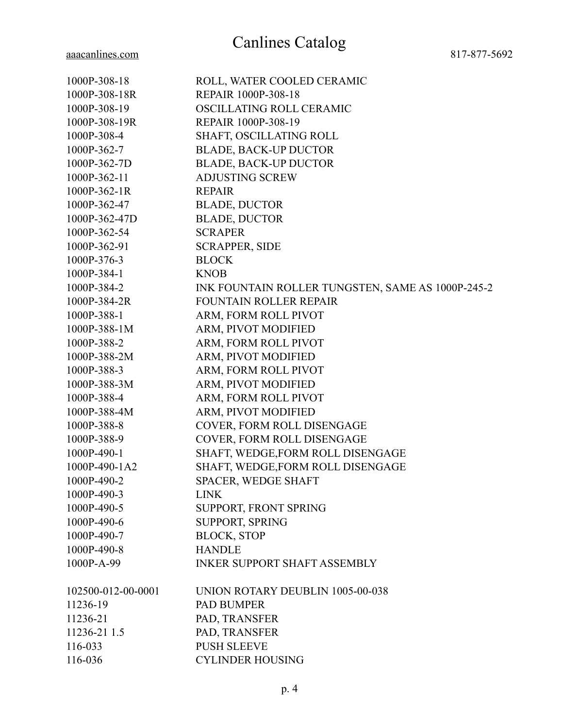| | |
|---|---|
| 1000P-308-18 | ROLL, WATER COOLED CERAMIC |
| 1000P-308-18R | REPAIR 1000P-308-18 |
| 1000P-308-19 | OSCILLATING ROLL CERAMIC |
| 1000P-308-19R | REPAIR 1000P-308-19 |
| 1000P-308-4 | SHAFT, OSCILLATING ROLL |
| 1000P-362-7 | BLADE, BACK-UP DUCTOR |
| 1000P-362-7D | BLADE, BACK-UP DUCTOR |
| 1000P-362-11 | ADJUSTING SCREW |
| 1000P-362-1R | REPAIR |
| 1000P-362-47 | BLADE, DUCTOR |
| 1000P-362-47D | BLADE, DUCTOR |
| 1000P-362-54 | SCRAPER |
| 1000P-362-91 | SCRAPPER, SIDE |
| 1000P-376-3 | BLOCK |
| 1000P-384-1 | KNOB |
| 1000P-384-2 | INK FOUNTAIN ROLLER TUNGSTEN, SAME AS 1000P-245-2 |
| 1000P-384-2R | FOUNTAIN ROLLER REPAIR |
| 1000P-388-1 | ARM, FORM ROLL PIVOT |
| 1000P-388-1M | ARM, PIVOT MODIFIED |
| 1000P-388-2 | ARM, FORM ROLL PIVOT |
| 1000P-388-2M | ARM, PIVOT MODIFIED |
| 1000P-388-3 | ARM, FORM ROLL PIVOT |
| 1000P-388-3M | ARM, PIVOT MODIFIED |
| 1000P-388-4 | ARM, FORM ROLL PIVOT |
| 1000P-388-4M | ARM, PIVOT MODIFIED |
| 1000P-388-8 | COVER, FORM ROLL DISENGAGE |
| 1000P-388-9 | COVER, FORM ROLL DISENGAGE |
| 1000P-490-1 | SHAFT, WEDGE,FORM ROLL DISENGAGE |
| 1000P-490-1A2 | SHAFT, WEDGE,FORM ROLL DISENGAGE |
| 1000P-490-2 | SPACER, WEDGE SHAFT |
| 1000P-490-3 | LINK |
| 1000P-490-5 | SUPPORT, FRONT SPRING |
| 1000P-490-6 | SUPPORT, SPRING |
| 1000P-490-7 | BLOCK, STOP |
| 1000P-490-8 | HANDLE |
| 1000P-A-99 | INKER SUPPORT SHAFT ASSEMBLY |
| 102500-012-00-0001 | UNION ROTARY DEUBLIN 1005-00-038 |
| 11236-19 | PAD BUMPER |
| 11236-21 | PAD, TRANSFER |
| 11236-21 1.5 | PAD, TRANSFER |
| 116-033 | PUSH SLEEVE |
| 116-036 | CYLINDER HOUSING |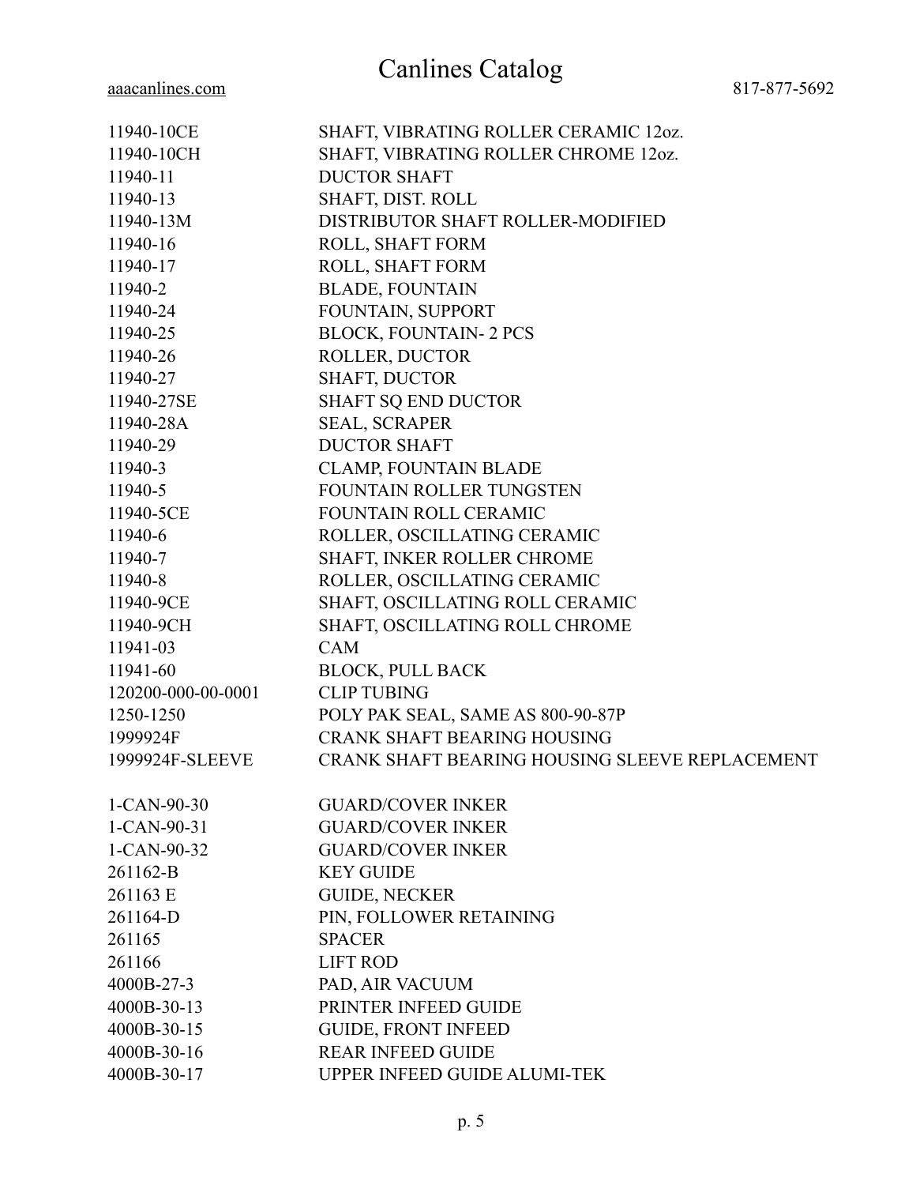| | |
|---|---|
| 11940-10CE | SHAFT, VIBRATING ROLLER CERAMIC 12oz. |
| 11940-10CH | SHAFT, VIBRATING ROLLER CHROME 12oz. |
| 11940-11 | DUCTOR SHAFT |
| 11940-13 | SHAFT, DIST. ROLL |
| 11940-13M | DISTRIBUTOR SHAFT ROLLER-MODIFIED |
| 11940-16 | ROLL, SHAFT FORM |
| 11940-17 | ROLL, SHAFT FORM |
| 11940-2 | BLADE, FOUNTAIN |
| 11940-24 | FOUNTAIN, SUPPORT |
| 11940-25 | BLOCK, FOUNTAIN- 2 PCS |
| 11940-26 | ROLLER, DUCTOR |
| 11940-27 | SHAFT, DUCTOR |
| 11940-27SE | SHAFT SQ END DUCTOR |
| 11940-28A | SEAL, SCRAPER |
| 11940-29 | DUCTOR SHAFT |
| 11940-3 | CLAMP, FOUNTAIN BLADE |
| 11940-5 | FOUNTAIN ROLLER TUNGSTEN |
| 11940-5CE | FOUNTAIN ROLL CERAMIC |
| 11940-6 | ROLLER, OSCILLATING CERAMIC |
| 11940-7 | SHAFT, INKER ROLLER CHROME |
| 11940-8 | ROLLER, OSCILLATING CERAMIC |
| 11940-9CE | SHAFT, OSCILLATING ROLL CERAMIC |
| 11940-9CH | SHAFT, OSCILLATING ROLL CHROME |
| 11941-03 | CAM |
| 11941-60 | BLOCK, PULL BACK |
| 120200-000-00-0001 | CLIP TUBING |
| 1250-1250 | POLY PAK SEAL, SAME AS 800-90-87P |
| 1999924F | CRANK SHAFT BEARING HOUSING |
| 1999924F-SLEEVE | CRANK SHAFT BEARING HOUSING SLEEVE REPLACEMENT |
| 1-CAN-90-30 | GUARD/COVER INKER |
| 1-CAN-90-31 | GUARD/COVER INKER |
| 1-CAN-90-32 | GUARD/COVER INKER |
| 261162-B | KEY GUIDE |
| 261163 E | GUIDE, NECKER |
| 261164-D | PIN, FOLLOWER RETAINING |
| 261165 | SPACER |
| 261166 | LIFT ROD |
| 4000B-27-3 | PAD, AIR VACUUM |
| 4000B-30-13 | PRINTER INFEED GUIDE |
| 4000B-30-15 | GUIDE, FRONT INFEED |
| 4000B-30-16 | REAR INFEED GUIDE |
| 4000B-30-17 | UPPER INFEED GUIDE ALUMI-TEK |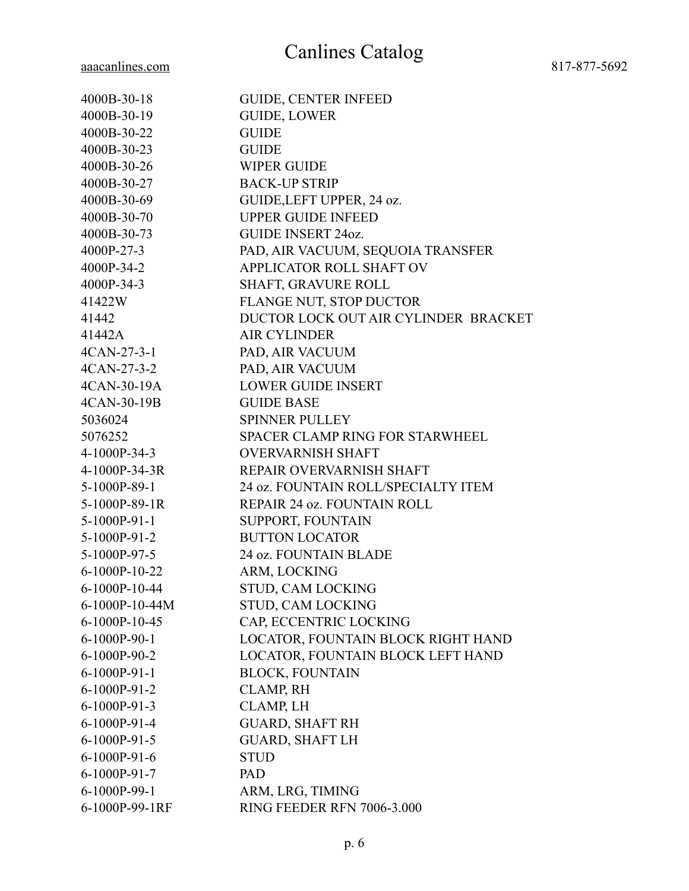| | |
|---|---|
| 4000B-30-18 | GUIDE, CENTER INFEED |
| 4000B-30-19 | GUIDE, LOWER |
| 4000B-30-22 | GUIDE |
| 4000B-30-23 | GUIDE |
| 4000B-30-26 | WIPER GUIDE |
| 4000B-30-27 | BACK-UP STRIP |
| 4000B-30-69 | GUIDE,LEFT UPPER, 24 oz. |
| 4000B-30-70 | UPPER GUIDE INFEED |
| 4000B-30-73 | GUIDE INSERT 24oz. |
| 4000P-27-3 | PAD, AIR VACUUM, SEQUOIA TRANSFER |
| 4000P-34-2 | APPLICATOR ROLL SHAFT OV |
| 4000P-34-3 | SHAFT, GRAVURE ROLL |
| 41422W | FLANGE NUT, STOP DUCTOR |
| 41442 | DUCTOR LOCK OUT AIR CYLINDER BRACKET |
| 41442A | AIR CYLINDER |
| 4CAN-27-3-1 | PAD, AIR VACUUM |
| 4CAN-27-3-2 | PAD, AIR VACUUM |
| 4CAN-30-19A | LOWER GUIDE INSERT |
| 4CAN-30-19B | GUIDE BASE |
| 5036024 | SPINNER PULLEY |
| 5076252 | SPACER CLAMP RING FOR STARWHEEL |
| 4-1000P-34-3 | OVERVARNISH SHAFT |
| 4-1000P-34-3R | REPAIR OVERVARNISH SHAFT |
| 5-1000P-89-1 | 24 oz. FOUNTAIN ROLL/SPECIALTY ITEM |
| 5-1000P-89-1R | REPAIR 24 oz. FOUNTAIN ROLL |
| 5-1000P-91-1 | SUPPORT, FOUNTAIN |
| 5-1000P-91-2 | BUTTON LOCATOR |
| 5-1000P-97-5 | 24 oz. FOUNTAIN BLADE |
| 6-1000P-10-22 | ARM, LOCKING |
| 6-1000P-10-44 | STUD, CAM LOCKING |
| 6-1000P-10-44M | STUD, CAM LOCKING |
| 6-1000P-10-45 | CAP, ECCENTRIC LOCKING |
| 6-1000P-90-1 | LOCATOR, FOUNTAIN BLOCK RIGHT HAND |
| 6-1000P-90-2 | LOCATOR, FOUNTAIN BLOCK LEFT HAND |
| 6-1000P-91-1 | BLOCK, FOUNTAIN |
| 6-1000P-91-2 | CLAMP, RH |
| 6-1000P-91-3 | CLAMP, LH |
| 6-1000P-91-4 | GUARD, SHAFT RH |
| 6-1000P-91-5 | GUARD, SHAFT LH |
| 6-1000P-91-6 | STUD |
| 6-1000P-91-7 | PAD |
| 6-1000P-99-1 | ARM, LRG, TIMING |
| 6-1000P-99-1RF | RING FEEDER RFN 7006-3.000 |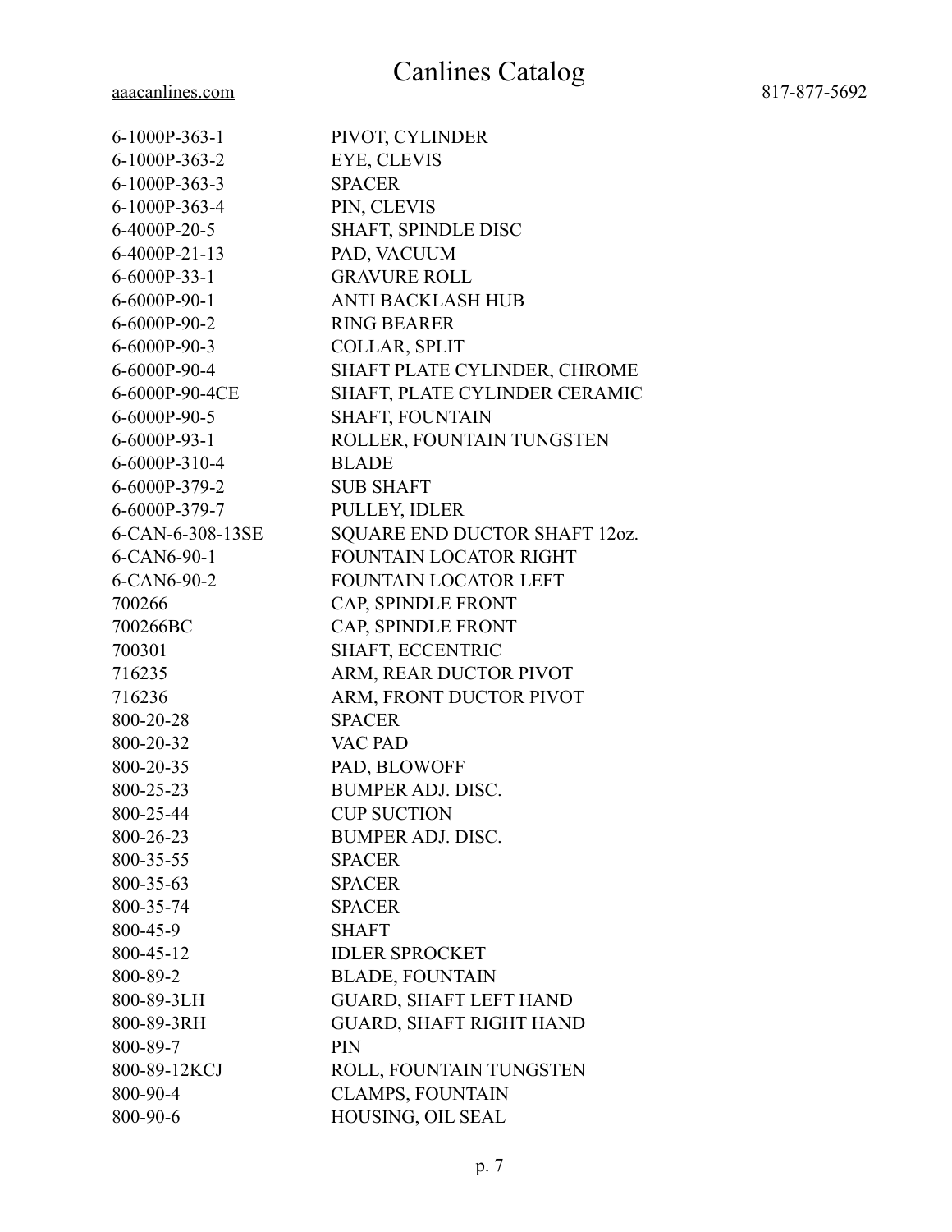| | |
|---|---|
| 6-1000P-363-1 | PIVOT, CYLINDER |
| 6-1000P-363-2 | EYE, CLEVIS |
| 6-1000P-363-3 | SPACER |
| 6-1000P-363-4 | PIN, CLEVIS |
| 6-4000P-20-5 | SHAFT, SPINDLE DISC |
| 6-4000P-21-13 | PAD, VACUUM |
| 6-6000P-33-1 | GRAVURE ROLL |
| 6-6000P-90-1 | ANTI BACKLASH HUB |
| 6-6000P-90-2 | RING BEARER |
| 6-6000P-90-3 | COLLAR, SPLIT |
| 6-6000P-90-4 | SHAFT PLATE CYLINDER, CHROME |
| 6-6000P-90-4CE | SHAFT, PLATE CYLINDER CERAMIC |
| 6-6000P-90-5 | SHAFT, FOUNTAIN |
| 6-6000P-93-1 | ROLLER, FOUNTAIN TUNGSTEN |
| 6-6000P-310-4 | BLADE |
| 6-6000P-379-2 | SUB SHAFT |
| 6-6000P-379-7 | PULLEY, IDLER |
| 6-CAN-6-308-13SE | SQUARE END DUCTOR SHAFT 12oz. |
| 6-CAN6-90-1 | FOUNTAIN LOCATOR RIGHT |
| 6-CAN6-90-2 | FOUNTAIN LOCATOR LEFT |
| 700266 | CAP, SPINDLE FRONT |
| 700266BC | CAP, SPINDLE FRONT |
| 700301 | SHAFT, ECCENTRIC |
| 716235 | ARM, REAR DUCTOR PIVOT |
| 716236 | ARM, FRONT DUCTOR PIVOT |
| 800-20-28 | SPACER |
| 800-20-32 | VAC PAD |
| 800-20-35 | PAD, BLOWOFF |
| 800-25-23 | BUMPER ADJ. DISC. |
| 800-25-44 | CUP SUCTION |
| 800-26-23 | BUMPER ADJ. DISC. |
| 800-35-55 | SPACER |
| 800-35-63 | SPACER |
| 800-35-74 | SPACER |
| 800-45-9 | SHAFT |
| 800-45-12 | IDLER SPROCKET |
| 800-89-2 | BLADE, FOUNTAIN |
| 800-89-3LH | GUARD, SHAFT LEFT HAND |
| 800-89-3RH | GUARD, SHAFT RIGHT HAND |
| 800-89-7 | PIN |
| 800-89-12KCJ | ROLL, FOUNTAIN TUNGSTEN |
| 800-90-4 | CLAMPS, FOUNTAIN |
| 800-90-6 | HOUSING, OIL SEAL |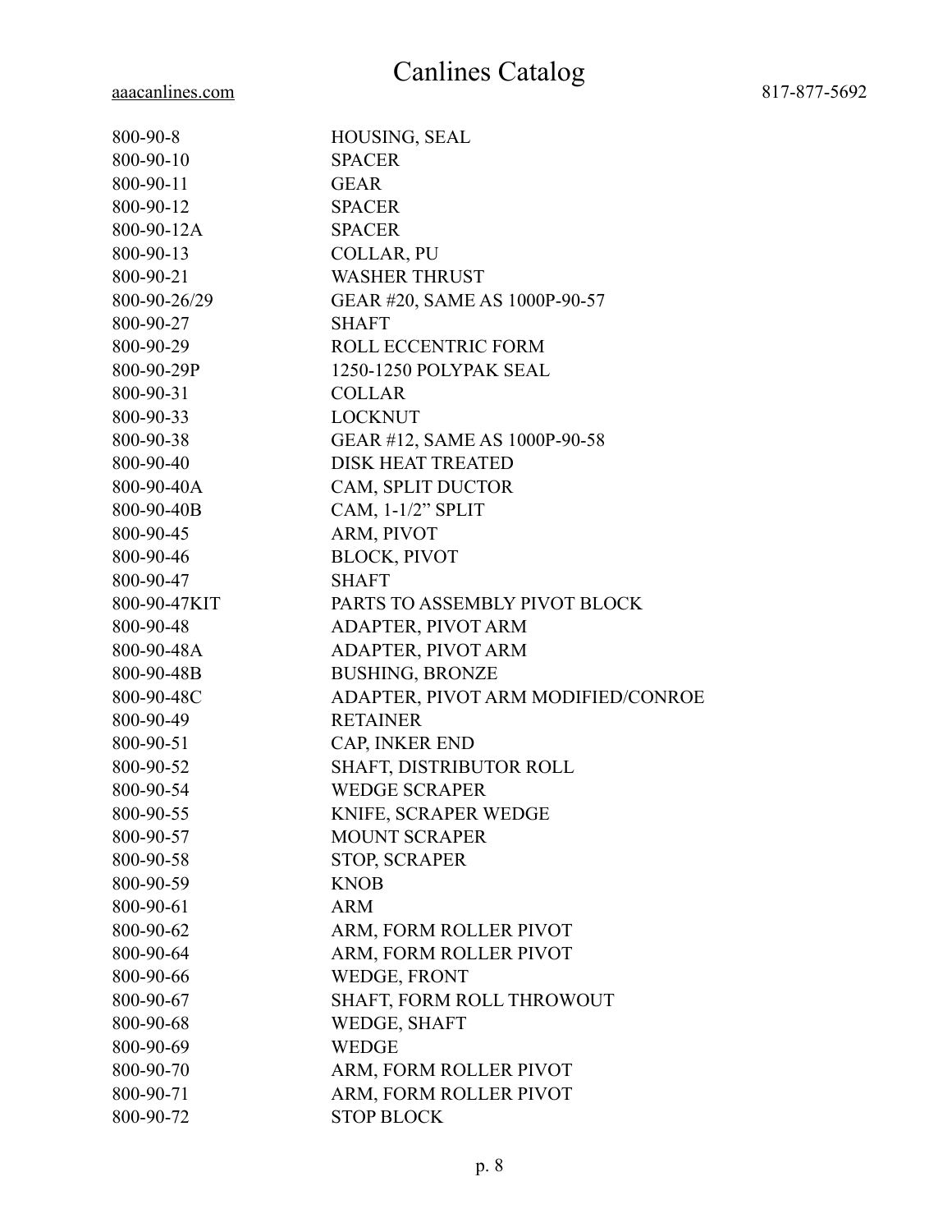| | |
|---|---|
| 800-90-8 | HOUSING, SEAL |
| 800-90-10 | SPACER |
| 800-90-11 | GEAR |
| 800-90-12 | SPACER |
| 800-90-12A | SPACER |
| 800-90-13 | COLLAR, PU |
| 800-90-21 | WASHER THRUST |
| 800-90-26/29 | GEAR #20, SAME AS 1000P-90-57 |
| 800-90-27 | SHAFT |
| 800-90-29 | ROLL ECCENTRIC FORM |
| 800-90-29P | 1250-1250 POLYPAK SEAL |
| 800-90-31 | COLLAR |
| 800-90-33 | LOCKNUT |
| 800-90-38 | GEAR #12, SAME AS 1000P-90-58 |
| 800-90-40 | DISK HEAT TREATED |
| 800-90-40A | CAM, SPLIT DUCTOR |
| 800-90-40B | CAM, 1-1/2" SPLIT |
| 800-90-45 | ARM, PIVOT |
| 800-90-46 | BLOCK, PIVOT |
| 800-90-47 | SHAFT |
| 800-90-47KIT | PARTS TO ASSEMBLY PIVOT BLOCK |
| 800-90-48 | ADAPTER, PIVOT ARM |
| 800-90-48A | ADAPTER, PIVOT ARM |
| 800-90-48B | BUSHING, BRONZE |
| 800-90-48C | ADAPTER, PIVOT ARM MODIFIED/CONROE |
| 800-90-49 | RETAINER |
| 800-90-51 | CAP, INKER END |
| 800-90-52 | SHAFT, DISTRIBUTOR ROLL |
| 800-90-54 | WEDGE SCRAPER |
| 800-90-55 | KNIFE, SCRAPER WEDGE |
| 800-90-57 | MOUNT SCRAPER |
| 800-90-58 | STOP, SCRAPER |
| 800-90-59 | KNOB |
| 800-90-61 | ARM |
| 800-90-62 | ARM, FORM ROLLER PIVOT |
| 800-90-64 | ARM, FORM ROLLER PIVOT |
| 800-90-66 | WEDGE, FRONT |
| 800-90-67 | SHAFT, FORM ROLL THROWOUT |
| 800-90-68 | WEDGE, SHAFT |
| 800-90-69 | WEDGE |
| 800-90-70 | ARM, FORM ROLLER PIVOT |
| 800-90-71 | ARM, FORM ROLLER PIVOT |
| 800-90-72 | STOP BLOCK |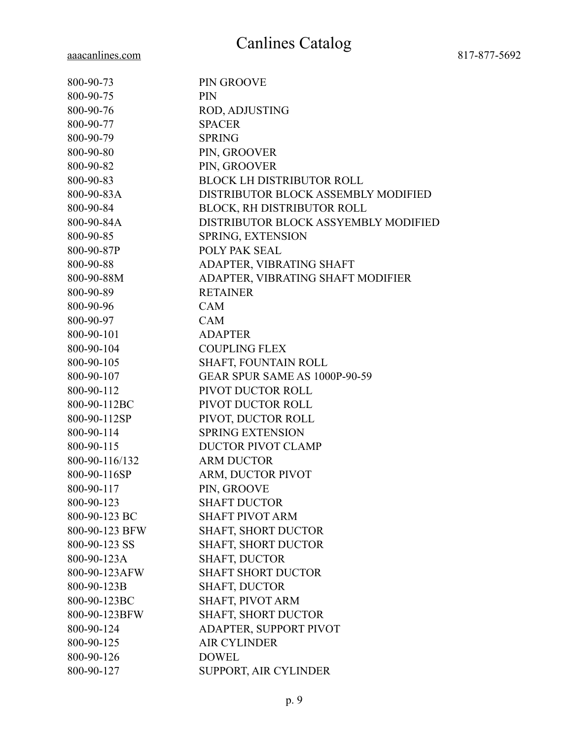| | |
|---|---|
| 800-90-73 | PIN GROOVE |
| 800-90-75 | PIN |
| 800-90-76 | ROD, ADJUSTING |
| 800-90-77 | SPACER |
| 800-90-79 | SPRING |
| 800-90-80 | PIN, GROOVER |
| 800-90-82 | PIN, GROOVER |
| 800-90-83 | BLOCK LH DISTRIBUTOR ROLL |
| 800-90-83A | DISTRIBUTOR BLOCK ASSEMBLY MODIFIED |
| 800-90-84 | BLOCK, RH DISTRIBUTOR ROLL |
| 800-90-84A | DISTRIBUTOR BLOCK ASSYEMBLY MODIFIED |
| 800-90-85 | SPRING, EXTENSION |
| 800-90-87P | POLY PAK SEAL |
| 800-90-88 | ADAPTER, VIBRATING SHAFT |
| 800-90-88M | ADAPTER, VIBRATING SHAFT MODIFIER |
| 800-90-89 | RETAINER |
| 800-90-96 | CAM |
| 800-90-97 | CAM |
| 800-90-101 | ADAPTER |
| 800-90-104 | COUPLING FLEX |
| 800-90-105 | SHAFT, FOUNTAIN ROLL |
| 800-90-107 | GEAR SPUR SAME AS 1000P-90-59 |
| 800-90-112 | PIVOT DUCTOR ROLL |
| 800-90-112BC | PIVOT DUCTOR ROLL |
| 800-90-112SP | PIVOT, DUCTOR ROLL |
| 800-90-114 | SPRING EXTENSION |
| 800-90-115 | DUCTOR PIVOT CLAMP |
| 800-90-116/132 | ARM DUCTOR |
| 800-90-116SP | ARM, DUCTOR PIVOT |
| 800-90-117 | PIN, GROOVE |
| 800-90-123 | SHAFT DUCTOR |
| 800-90-123 BC | SHAFT PIVOT ARM |
| 800-90-123 BFW | SHAFT, SHORT DUCTOR |
| 800-90-123 SS | SHAFT, SHORT DUCTOR |
| 800-90-123A | SHAFT, DUCTOR |
| 800-90-123AFW | SHAFT SHORT DUCTOR |
| 800-90-123B | SHAFT, DUCTOR |
| 800-90-123BC | SHAFT, PIVOT ARM |
| 800-90-123BFW | SHAFT, SHORT DUCTOR |
| 800-90-124 | ADAPTER, SUPPORT PIVOT |
| 800-90-125 | AIR CYLINDER |
| 800-90-126 | DOWEL |
| 800-90-127 | SUPPORT, AIR CYLINDER |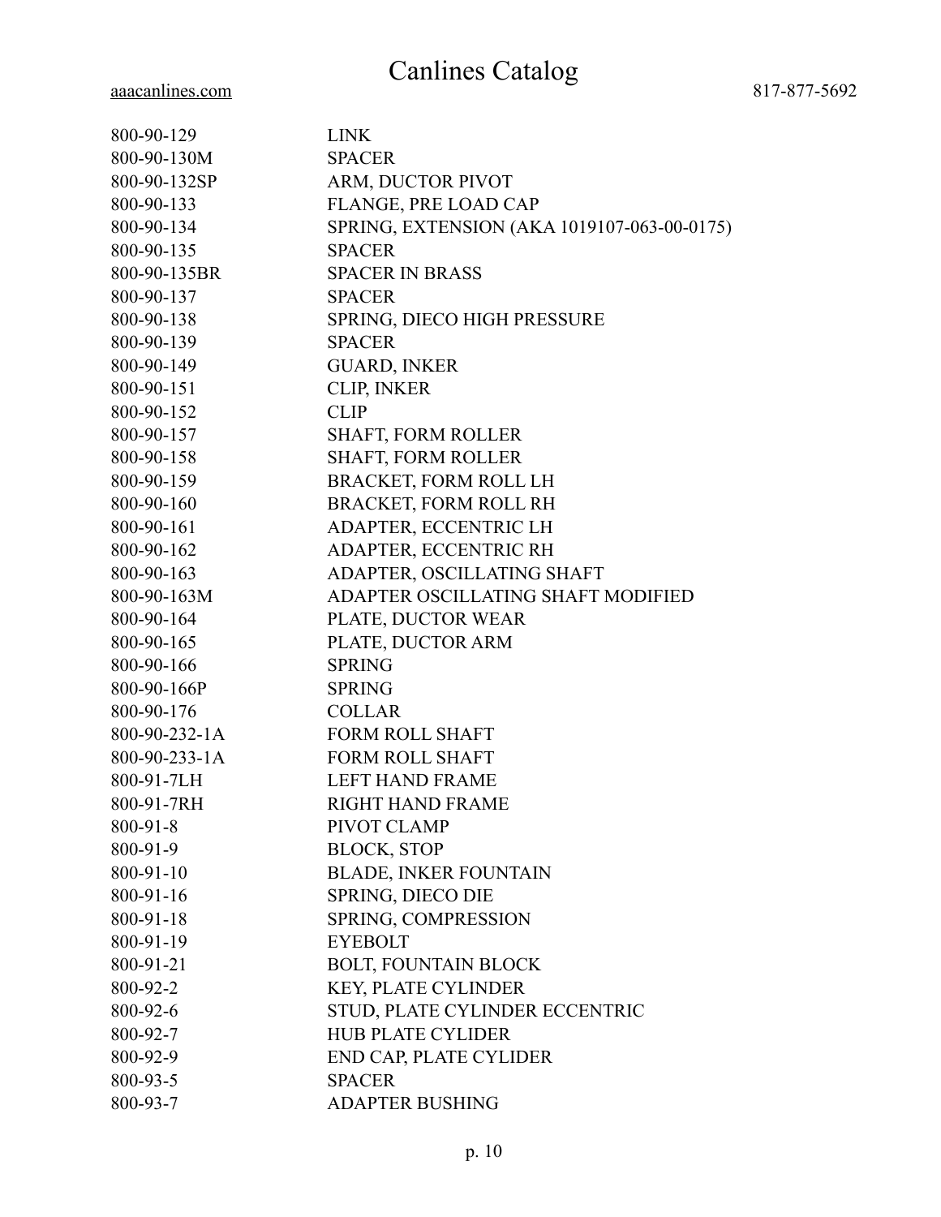| | |
|---|---|
| 800-90-129 | LINK |
| 800-90-130M | SPACER |
| 800-90-132SP | ARM, DUCTOR PIVOT |
| 800-90-133 | FLANGE, PRE LOAD CAP |
| 800-90-134 | SPRING, EXTENSION (AKA 1019107-063-00-0175) |
| 800-90-135 | SPACER |
| 800-90-135BR | SPACER IN BRASS |
| 800-90-137 | SPACER |
| 800-90-138 | SPRING, DIECO HIGH PRESSURE |
| 800-90-139 | SPACER |
| 800-90-149 | GUARD, INKER |
| 800-90-151 | CLIP, INKER |
| 800-90-152 | CLIP |
| 800-90-157 | SHAFT, FORM ROLLER |
| 800-90-158 | SHAFT, FORM ROLLER |
| 800-90-159 | BRACKET, FORM ROLL LH |
| 800-90-160 | BRACKET, FORM ROLL RH |
| 800-90-161 | ADAPTER, ECCENTRIC LH |
| 800-90-162 | ADAPTER, ECCENTRIC RH |
| 800-90-163 | ADAPTER, OSCILLATING SHAFT |
| 800-90-163M | ADAPTER OSCILLATING SHAFT MODIFIED |
| 800-90-164 | PLATE, DUCTOR WEAR |
| 800-90-165 | PLATE, DUCTOR ARM |
| 800-90-166 | SPRING |
| 800-90-166P | SPRING |
| 800-90-176 | COLLAR |
| 800-90-232-1A | FORM ROLL SHAFT |
| 800-90-233-1A | FORM ROLL SHAFT |
| 800-91-7LH | LEFT HAND FRAME |
| 800-91-7RH | RIGHT HAND FRAME |
| 800-91-8 | PIVOT CLAMP |
| 800-91-9 | BLOCK, STOP |
| 800-91-10 | BLADE, INKER FOUNTAIN |
| 800-91-16 | SPRING, DIECO DIE |
| 800-91-18 | SPRING, COMPRESSION |
| 800-91-19 | EYEBOLT |
| 800-91-21 | BOLT, FOUNTAIN BLOCK |
| 800-92-2 | KEY, PLATE CYLINDER |
| 800-92-6 | STUD, PLATE CYLINDER ECCENTRIC |
| 800-92-7 | HUB PLATE CYLIDER |
| 800-92-9 | END CAP, PLATE CYLIDER |
| 800-93-5 | SPACER |
| 800-93-7 | ADAPTER BUSHING |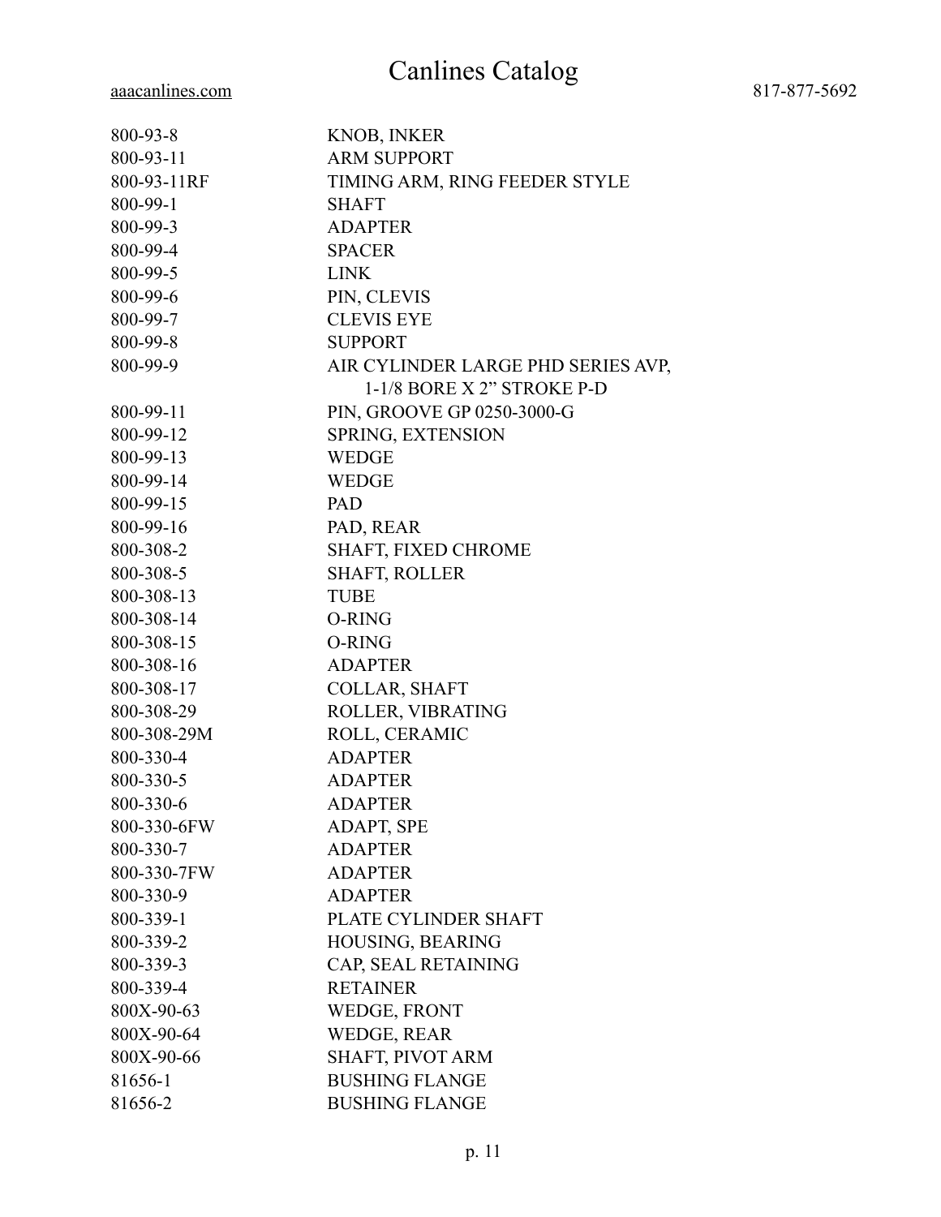| | |
|---|---|
| 800-93-8 | KNOB, INKER |
| 800-93-11 | ARM SUPPORT |
| 800-93-11RF | TIMING ARM, RING FEEDER STYLE |
| 800-99-1 | SHAFT |
| 800-99-3 | ADAPTER |
| 800-99-4 | SPACER |
| 800-99-5 | LINK |
| 800-99-6 | PIN, CLEVIS |
| 800-99-7 | CLEVIS EYE |
| 800-99-8 | SUPPORT |
| 800-99-9 | AIR CYLINDER LARGE PHD SERIES AVP, 1-1/8 BORE X 2" STROKE P-D |
| 800-99-11 | PIN, GROOVE GP 0250-3000-G |
| 800-99-12 | SPRING, EXTENSION |
| 800-99-13 | WEDGE |
| 800-99-14 | WEDGE |
| 800-99-15 | PAD |
| 800-99-16 | PAD, REAR |
| 800-308-2 | SHAFT, FIXED CHROME |
| 800-308-5 | SHAFT, ROLLER |
| 800-308-13 | TUBE |
| 800-308-14 | O-RING |
| 800-308-15 | O-RING |
| 800-308-16 | ADAPTER |
| 800-308-17 | COLLAR, SHAFT |
| 800-308-29 | ROLLER, VIBRATING |
| 800-308-29M | ROLL, CERAMIC |
| 800-330-4 | ADAPTER |
| 800-330-5 | ADAPTER |
| 800-330-6 | ADAPTER |
| 800-330-6FW | ADAPT, SPE |
| 800-330-7 | ADAPTER |
| 800-330-7FW | ADAPTER |
| 800-330-9 | ADAPTER |
| 800-339-1 | PLATE CYLINDER SHAFT |
| 800-339-2 | HOUSING, BEARING |
| 800-339-3 | CAP, SEAL RETAINING |
| 800-339-4 | RETAINER |
| 800X-90-63 | WEDGE, FRONT |
| 800X-90-64 | WEDGE, REAR |
| 800X-90-66 | SHAFT, PIVOT ARM |
| 81656-1 | BUSHING FLANGE |
| 81656-2 | BUSHING FLANGE |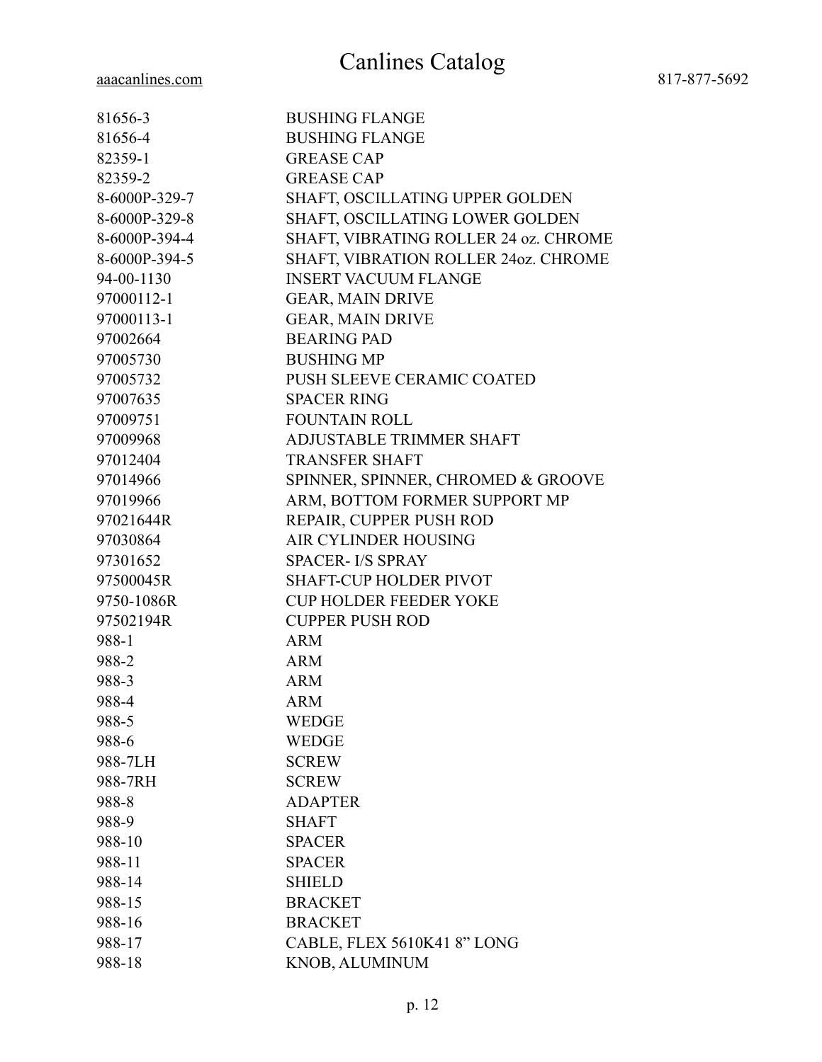| | |
|---|---|
| 81656-3 | BUSHING FLANGE |
| 81656-4 | BUSHING FLANGE |
| 82359-1 | GREASE CAP |
| 82359-2 | GREASE CAP |
| 8-6000P-329-7 | SHAFT, OSCILLATING UPPER GOLDEN |
| 8-6000P-329-8 | SHAFT, OSCILLATING LOWER GOLDEN |
| 8-6000P-394-4 | SHAFT, VIBRATING ROLLER 24 oz. CHROME |
| 8-6000P-394-5 | SHAFT, VIBRATION ROLLER 24oz. CHROME |
| 94-00-1130 | INSERT VACUUM FLANGE |
| 97000112-1 | GEAR, MAIN DRIVE |
| 97000113-1 | GEAR, MAIN DRIVE |
| 97002664 | BEARING PAD |
| 97005730 | BUSHING MP |
| 97005732 | PUSH SLEEVE CERAMIC COATED |
| 97007635 | SPACER RING |
| 97009751 | FOUNTAIN ROLL |
| 97009968 | ADJUSTABLE TRIMMER SHAFT |
| 97012404 | TRANSFER SHAFT |
| 97014966 | SPINNER, SPINNER, CHROMED & GROOVE |
| 97019966 | ARM, BOTTOM FORMER SUPPORT MP |
| 97021644R | REPAIR, CUPPER PUSH ROD |
| 97030864 | AIR CYLINDER HOUSING |
| 97301652 | SPACER- I/S SPRAY |
| 97500045R | SHAFT-CUP HOLDER PIVOT |
| 9750-1086R | CUP HOLDER FEEDER YOKE |
| 97502194R | CUPPER PUSH ROD |
| 988-1 | ARM |
| 988-2 | ARM |
| 988-3 | ARM |
| 988-4 | ARM |
| 988-5 | WEDGE |
| 988-6 | WEDGE |
| 988-7LH | SCREW |
| 988-7RH | SCREW |
| 988-8 | ADAPTER |
| 988-9 | SHAFT |
| 988-10 | SPACER |
| 988-11 | SPACER |
| 988-14 | SHIELD |
| 988-15 | BRACKET |
| 988-16 | BRACKET |
| 988-17 | CABLE, FLEX 5610K41 8” LONG |
| 988-18 | KNOB, ALUMINUM |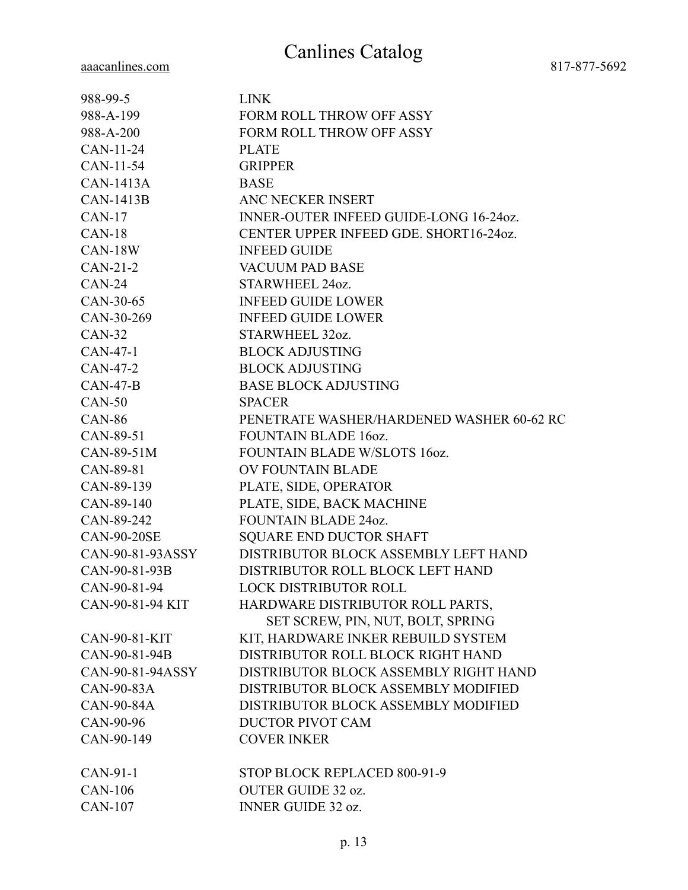| | |
|---|---|
| 988-99-5 | LINK |
| 988-A-199 | FORM ROLL THROW OFF ASSY |
| 988-A-200 | FORM ROLL THROW OFF ASSY |
| CAN-11-24 | PLATE |
| CAN-11-54 | GRIPPER |
| CAN-1413A | BASE |
| CAN-1413B | ANC NECKER INSERT |
| CAN-17 | INNER-OUTER INFEED GUIDE-LONG 16-24oz. |
| CAN-18 | CENTER UPPER INFEED GDE. SHORT16-24oz. |
| CAN-18W | INFEED GUIDE |
| CAN-21-2 | VACUUM PAD BASE |
| CAN-24 | STARWHEEL 24oz. |
| CAN-30-65 | INFEED GUIDE LOWER |
| CAN-30-269 | INFEED GUIDE LOWER |
| CAN-32 | STARWHEEL 32oz. |
| CAN-47-1 | BLOCK ADJUSTING |
| CAN-47-2 | BLOCK ADJUSTING |
| CAN-47-B | BASE BLOCK ADJUSTING |
| CAN-50 | SPACER |
| CAN-86 | PENETRATE WASHER/HARDENED WASHER 60-62 RC |
| CAN-89-51 | FOUNTAIN BLADE 16oz. |
| CAN-89-51M | FOUNTAIN BLADE W/SLOTS 16oz. |
| CAN-89-81 | OV FOUNTAIN BLADE |
| CAN-89-139 | PLATE, SIDE, OPERATOR |
| CAN-89-140 | PLATE, SIDE, BACK MACHINE |
| CAN-89-242 | FOUNTAIN BLADE 24oz. |
| CAN-90-20SE | SQUARE END DUCTOR SHAFT |
| CAN-90-81-93ASSY | DISTRIBUTOR BLOCK ASSEMBLY LEFT HAND |
| CAN-90-81-93B | DISTRIBUTOR ROLL BLOCK LEFT HAND |
| CAN-90-81-94 | LOCK DISTRIBUTOR ROLL |
| CAN-90-81-94 KIT | HARDWARE DISTRIBUTOR ROLL PARTS, SET SCREW, PIN, NUT, BOLT, SPRING |
| CAN-90-81-KIT | KIT, HARDWARE INKER REBUILD SYSTEM |
| CAN-90-81-94B | DISTRIBUTOR ROLL BLOCK RIGHT HAND |
| CAN-90-81-94ASSY | DISTRIBUTOR BLOCK ASSEMBLY RIGHT HAND |
| CAN-90-83A | DISTRIBUTOR BLOCK ASSEMBLY MODIFIED |
| CAN-90-84A | DISTRIBUTOR BLOCK ASSEMBLY MODIFIED |
| CAN-90-96 | DUCTOR PIVOT CAM |
| CAN-90-149 | COVER INKER |
| CAN-91-1 | STOP BLOCK REPLACED 800-91-9 |
| CAN-106 | OUTER GUIDE 32 oz. |
| CAN-107 | INNER GUIDE 32 oz. |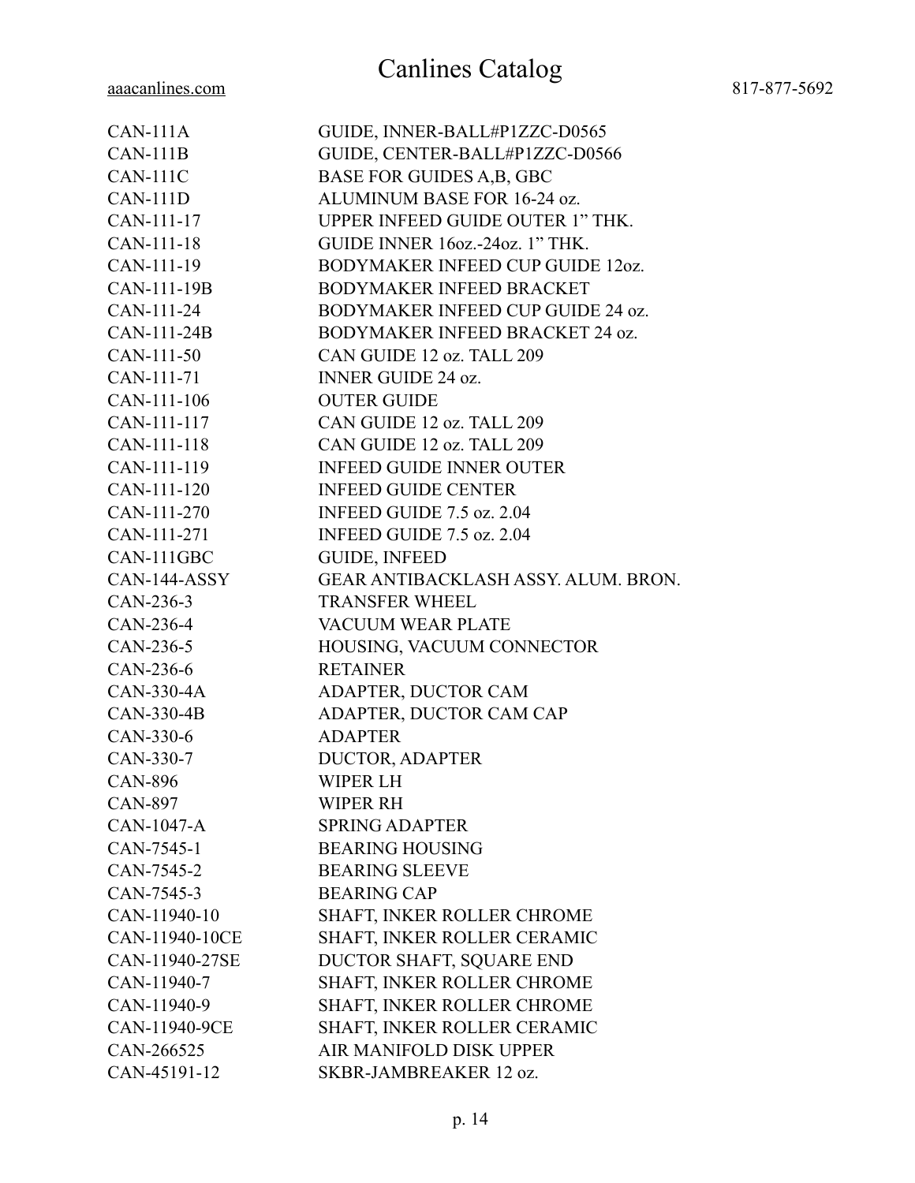| | |
|---|---|
| CAN-111A | GUIDE, INNER-BALL#P1ZZC-D0565 |
| CAN-111B | GUIDE, CENTER-BALL#P1ZZC-D0566 |
| CAN-111C | BASE FOR GUIDES A,B, GBC |
| CAN-111D | ALUMINUM BASE FOR 16-24 oz. |
| CAN-111-17 | UPPER INFEED GUIDE OUTER 1” THK. |
| CAN-111-18 | GUIDE INNER 16oz.-24oz. 1” THK. |
| CAN-111-19 | BODYMAKER INFEED CUP GUIDE 12oz. |
| CAN-111-19B | BODYMAKER INFEED BRACKET |
| CAN-111-24 | BODYMAKER INFEED CUP GUIDE 24 oz. |
| CAN-111-24B | BODYMAKER INFEED BRACKET 24 oz. |
| CAN-111-50 | CAN GUIDE 12 oz. TALL 209 |
| CAN-111-71 | INNER GUIDE 24 oz. |
| CAN-111-106 | OUTER GUIDE |
| CAN-111-117 | CAN GUIDE 12 oz. TALL 209 |
| CAN-111-118 | CAN GUIDE 12 oz. TALL 209 |
| CAN-111-119 | INFEED GUIDE INNER OUTER |
| CAN-111-120 | INFEED GUIDE CENTER |
| CAN-111-270 | INFEED GUIDE 7.5 oz. 2.04 |
| CAN-111-271 | INFEED GUIDE 7.5 oz. 2.04 |
| CAN-111GBC | GUIDE, INFEED |
| CAN-144-ASSY | GEAR ANTIBACKLASH ASSY. ALUM. BRON. |
| CAN-236-3 | TRANSFER WHEEL |
| CAN-236-4 | VACUUM WEAR PLATE |
| CAN-236-5 | HOUSING, VACUUM CONNECTOR |
| CAN-236-6 | RETAINER |
| CAN-330-4A | ADAPTER, DUCTOR CAM |
| CAN-330-4B | ADAPTER, DUCTOR CAM CAP |
| CAN-330-6 | ADAPTER |
| CAN-330-7 | DUCTOR, ADAPTER |
| CAN-896 | WIPER LH |
| CAN-897 | WIPER RH |
| CAN-1047-A | SPRING ADAPTER |
| CAN-7545-1 | BEARING HOUSING |
| CAN-7545-2 | BEARING SLEEVE |
| CAN-7545-3 | BEARING CAP |
| CAN-11940-10 | SHAFT, INKER ROLLER CHROME |
| CAN-11940-10CE | SHAFT, INKER ROLLER CERAMIC |
| CAN-11940-27SE | DUCTOR SHAFT, SQUARE END |
| CAN-11940-7 | SHAFT, INKER ROLLER CHROME |
| CAN-11940-9 | SHAFT, INKER ROLLER CHROME |
| CAN-11940-9CE | SHAFT, INKER ROLLER CERAMIC |
| CAN-266525 | AIR MANIFOLD DISK UPPER |
| CAN-45191-12 | SKBR-JAMBREAKER 12 oz. |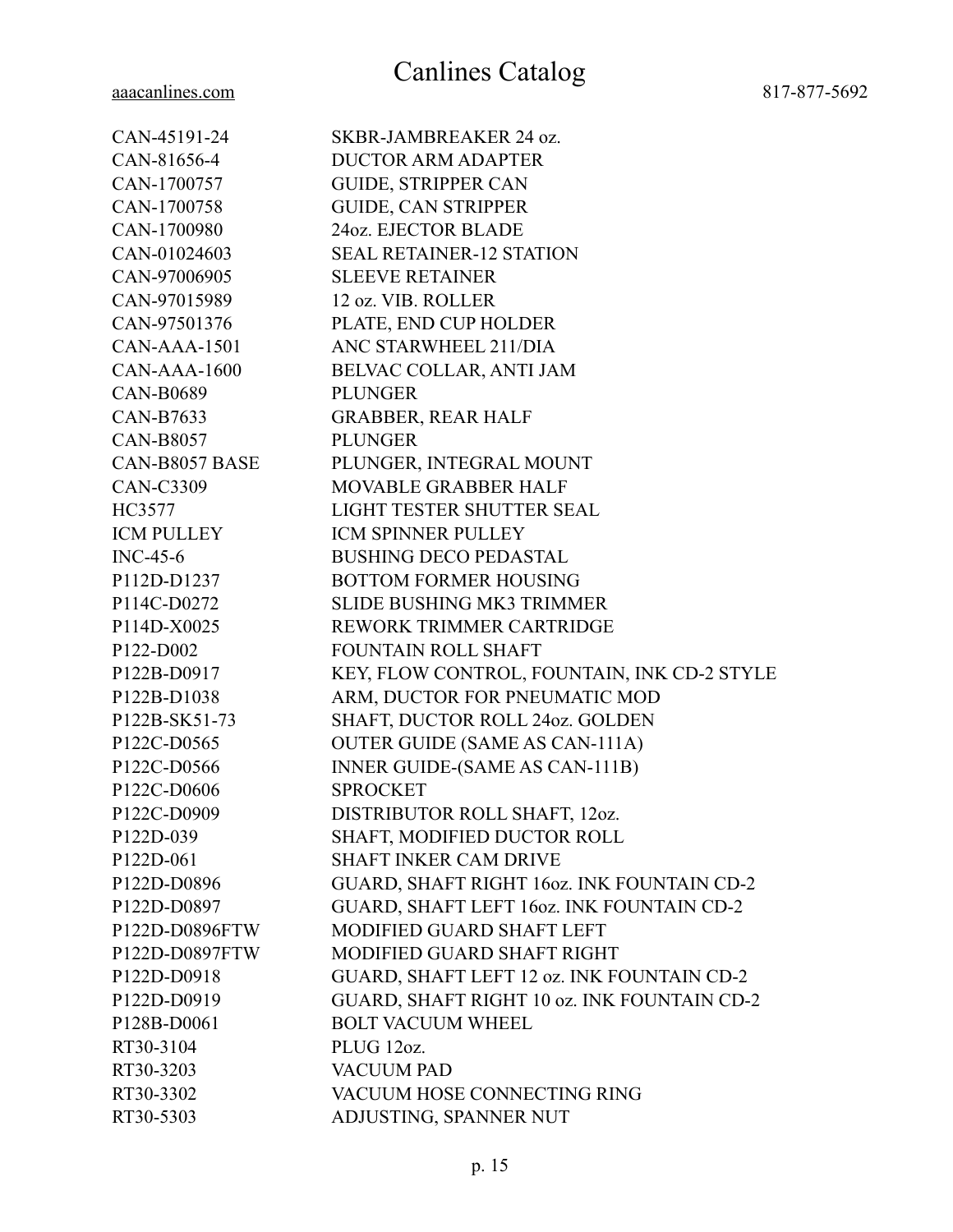| | |
|---|---|
| CAN-45191-24 | SKBR-JAMBREAKER 24 oz. |
| CAN-81656-4 | DUCTOR ARM ADAPTER |
| CAN-1700757 | GUIDE, STRIPPER CAN |
| CAN-1700758 | GUIDE, CAN STRIPPER |
| CAN-1700980 | 24oz. EJECTOR BLADE |
| CAN-01024603 | SEAL RETAINER-12 STATION |
| CAN-97006905 | SLEEVE RETAINER |
| CAN-97015989 | 12 oz. VIB. ROLLER |
| CAN-97501376 | PLATE, END CUP HOLDER |
| CAN-AAA-1501 | ANC STARWHEEL 211/DIA |
| CAN-AAA-1600 | BELVAC COLLAR, ANTI JAM |
| CAN-B0689 | PLUNGER |
| CAN-B7633 | GRABBER, REAR HALF |
| CAN-B8057 | PLUNGER |
| CAN-B8057 BASE | PLUNGER, INTEGRAL MOUNT |
| CAN-C3309 | MOVABLE GRABBER HALF |
| HC3577 | LIGHT TESTER SHUTTER SEAL |
| ICM PULLEY | ICM SPINNER PULLEY |
| INC-45-6 | BUSHING DECO PEDASTAL |
| P112D-D1237 | BOTTOM FORMER HOUSING |
| P114C-D0272 | SLIDE BUSHING MK3 TRIMMER |
| P114D-X0025 | REWORK TRIMMER CARTRIDGE |
| P122-D002 | FOUNTAIN ROLL SHAFT |
| P122B-D0917 | KEY, FLOW CONTROL, FOUNTAIN, INK CD-2 STYLE |
| P122B-D1038 | ARM, DUCTOR FOR PNEUMATIC MOD |
| P122B-SK51-73 | SHAFT, DUCTOR ROLL 24oz. GOLDEN |
| P122C-D0565 | OUTER GUIDE (SAME AS CAN-111A) |
| P122C-D0566 | INNER GUIDE-(SAME AS CAN-111B) |
| P122C-D0606 | SPROCKET |
| P122C-D0909 | DISTRIBUTOR ROLL SHAFT, 12oz. |
| P122D-039 | SHAFT, MODIFIED DUCTOR ROLL |
| P122D-061 | SHAFT INKER CAM DRIVE |
| P122D-D0896 | GUARD, SHAFT RIGHT 16oz. INK FOUNTAIN CD-2 |
| P122D-D0897 | GUARD, SHAFT LEFT 16oz. INK FOUNTAIN CD-2 |
| P122D-D0896FTW | MODIFIED GUARD SHAFT LEFT |
| P122D-D0897FTW | MODIFIED GUARD SHAFT RIGHT |
| P122D-D0918 | GUARD, SHAFT LEFT 12 oz. INK FOUNTAIN CD-2 |
| P122D-D0919 | GUARD, SHAFT RIGHT 10 oz. INK FOUNTAIN CD-2 |
| P128B-D0061 | BOLT VACUUM WHEEL |
| RT30-3104 | PLUG 12oz. |
| RT30-3203 | VACUUM PAD |
| RT30-3302 | VACUUM HOSE CONNECTING RING |
| RT30-5303 | ADJUSTING, SPANNER NUT |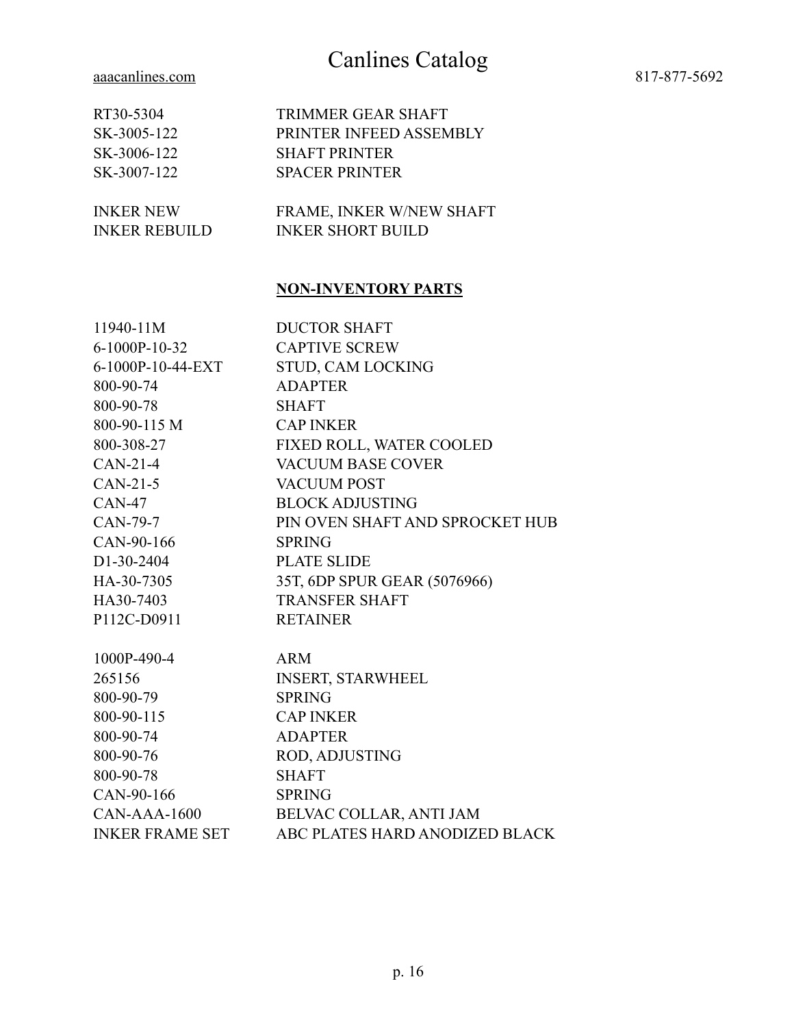| | |
|---|---|
| RT30-5304 | TRIMMER GEAR SHAFT |
| SK-3005-122 | PRINTER INFEED ASSEMBLY |
| SK-3006-122 | SHAFT PRINTER |
| SK-3007-122 | SPACER PRINTER |

| | |
|---|---|
| INKER NEW | FRAME, INKER W/NEW SHAFT |
| INKER REBUILD | INKER SHORT BUILD |

## NON-INVENTORY PARTS

| | |
|---|---|
| 11940-11M | DUCTOR SHAFT |
| 6-1000P-10-32 | CAPTIVE SCREW |
| 6-1000P-10-44-EXT | STUD, CAM LOCKING |
| 800-90-74 | ADAPTER |
| 800-90-78 | SHAFT |
| 800-90-115 M | CAP INKER |
| 800-308-27 | FIXED ROLL, WATER COOLED |
| CAN-21-4 | VACUUM BASE COVER |
| CAN-21-5 | VACUUM POST |
| CAN-47 | BLOCK ADJUSTING |
| CAN-79-7 | PIN OVEN SHAFT AND SPROCKET HUB |
| CAN-90-166 | SPRING |
| D1-30-2404 | PLATE SLIDE |
| HA-30-7305 | 35T, 6DP SPUR GEAR (5076966) |
| HA30-7403 | TRANSFER SHAFT |
| P112C-D0911 | RETAINER |

| | |
|---|---|
| 1000P-490-4 | ARM |
| 265156 | INSERT, STARWHEEL |
| 800-90-79 | SPRING |
| 800-90-115 | CAP INKER |
| 800-90-74 | ADAPTER |
| 800-90-76 | ROD, ADJUSTING |
| 800-90-78 | SHAFT |
| CAN-90-166 | SPRING |
| CAN-AAA-1600 | BELVAC COLLAR, ANTI JAM |
| INKER FRAME SET | ABC PLATES HARD ANODIZED BLACK |